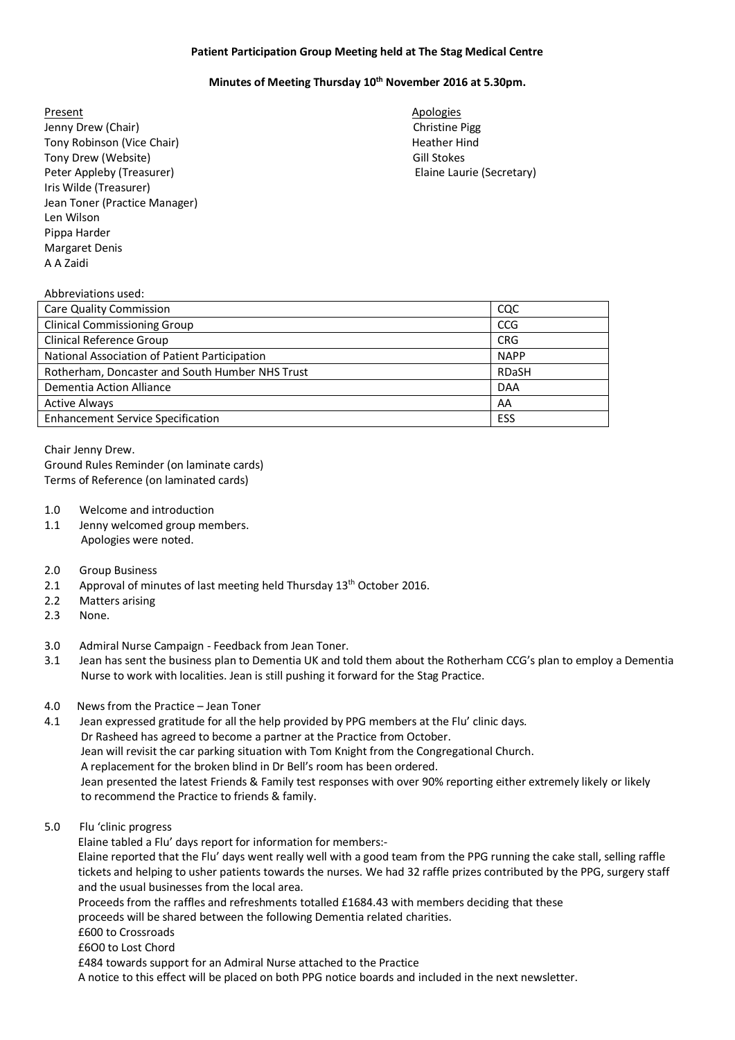**Patient Participation Group Meeting held at The Stag Medical Centre**

**Minutes of Meeting Thursday 10th November 2016 at 5.30pm.**

Present
Jenny Drew (Chair)
Tony Robinson (Vice Chair)
Tony Drew (Website)
Peter Appleby (Treasurer)
Iris Wilde (Treasurer)
Jean Toner (Practice Manager)
Len Wilson
Pippa Harder
Margaret Denis
A A Zaidi

Apologies
Christine Pigg
Heather Hind
Gill Stokes
Elaine Laurie (Secretary)

Abbreviations used:

| | |
|---|---|
| Care Quality Commission | CQC |
| Clinical Commissioning Group | CCG |
| Clinical Reference Group | CRG |
| National Association of Patient Participation | NAPP |
| Rotherham, Doncaster and South Humber NHS Trust | RDaSH |
| Dementia Action Alliance | DAA |
| Active Always | AA |
| Enhancement Service Specification | ESS |

Chair Jenny Drew.
Ground Rules Reminder (on laminate cards)
Terms of Reference (on laminated cards)

1.0 Welcome and introduction
1.1 Jenny welcomed group members.
Apologies were noted.

2.0 Group Business
2.1 Approval of minutes of last meeting held Thursday 13th October 2016.
2.2 Matters arising
2.3 None.

3.0 Admiral Nurse Campaign - Feedback from Jean Toner.
3.1 Jean has sent the business plan to Dementia UK and told them about the Rotherham CCG's plan to employ a Dementia Nurse to work with localities. Jean is still pushing it forward for the Stag Practice.

4.0 News from the Practice – Jean Toner
4.1 Jean expressed gratitude for all the help provided by PPG members at the Flu' clinic days.
Dr Rasheed has agreed to become a partner at the Practice from October.
Jean will revisit the car parking situation with Tom Knight from the Congregational Church.
A replacement for the broken blind in Dr Bell's room has been ordered.
Jean presented the latest Friends & Family test responses with over 90% reporting either extremely likely or likely to recommend the Practice to friends & family.

5.0 Flu 'clinic progress
Elaine tabled a Flu' days report for information for members:-
Elaine reported that the Flu' days went really well with a good team from the PPG running the cake stall, selling raffle tickets and helping to usher patients towards the nurses. We had 32 raffle prizes contributed by the PPG, surgery staff and the usual businesses from the local area.
Proceeds from the raffles and refreshments totalled £1684.43 with members deciding that these proceeds will be shared between the following Dementia related charities.
£600 to Crossroads
£6O0 to Lost Chord
£484 towards support for an Admiral Nurse attached to the Practice
A notice to this effect will be placed on both PPG notice boards and included in the next newsletter.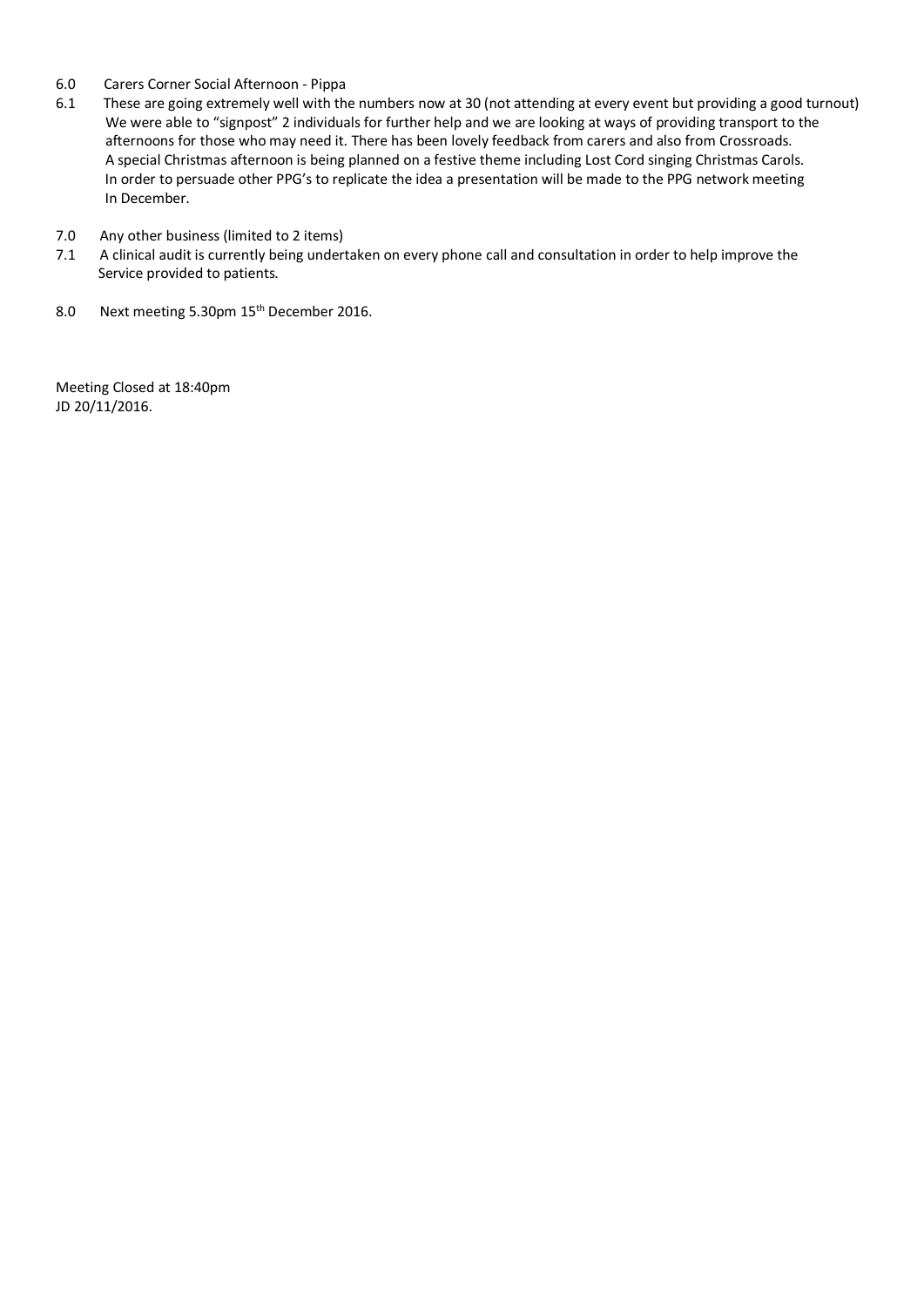6.0 Carers Corner Social Afternoon - Pippa

6.1 These are going extremely well with the numbers now at 30 (not attending at every event but providing a good turnout) We were able to "signpost" 2 individuals for further help and we are looking at ways of providing transport to the afternoons for those who may need it. There has been lovely feedback from carers and also from Crossroads. A special Christmas afternoon is being planned on a festive theme including Lost Cord singing Christmas Carols. In order to persuade other PPG's to replicate the idea a presentation will be made to the PPG network meeting In December.

7.0 Any other business (limited to 2 items)

7.1 A clinical audit is currently being undertaken on every phone call and consultation in order to help improve the Service provided to patients.

8.0 Next meeting 5.30pm 15th December 2016.

Meeting Closed at 18:40pm
JD 20/11/2016.